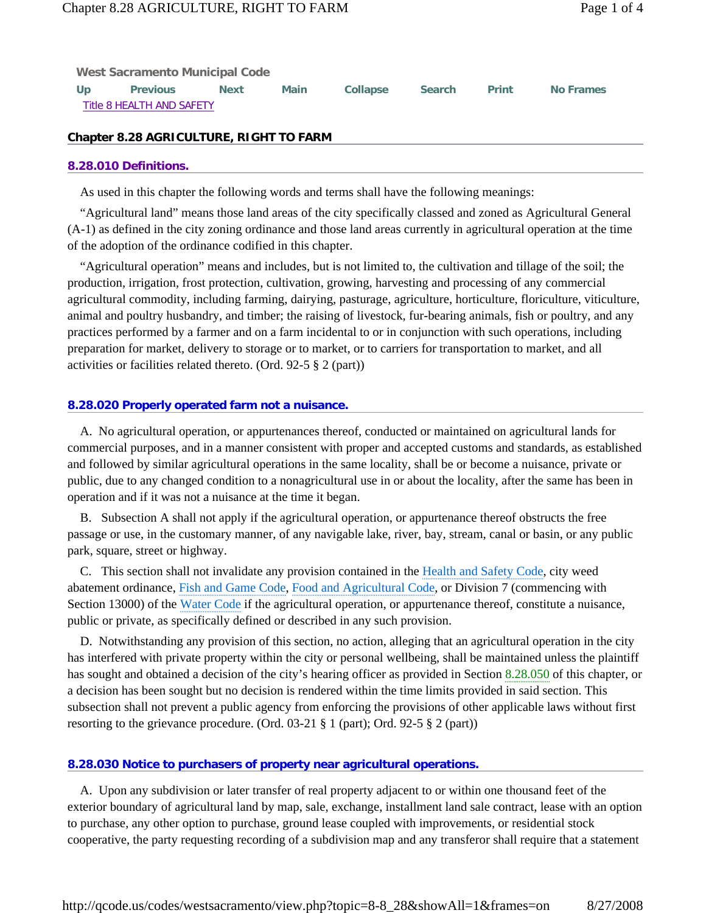West Sacramento Municipal Code

Up Previous Next Main Collapse Search Print No Frames

Title 8 HEALTH AND SAFETY

## Chapter 8.28 AGRICULTURE, RIGHT TO FARM

### 8.28.010 Definitions.

As used in this chapter the following words and terms shall have the following meanings:

"Agricultural land" means those land areas of the city specifically classed and zoned as Agricultural General (A-1) as defined in the city zoning ordinance and those land areas currently in agricultural operation at the time of the adoption of the ordinance codified in this chapter.

"Agricultural operation" means and includes, but is not limited to, the cultivation and tillage of the soil; the production, irrigation, frost protection, cultivation, growing, harvesting and processing of any commercial agricultural commodity, including farming, dairying, pasturage, agriculture, horticulture, floriculture, viticulture, animal and poultry husbandry, and timber; the raising of livestock, fur-bearing animals, fish or poultry, and any practices performed by a farmer and on a farm incidental to or in conjunction with such operations, including preparation for market, delivery to storage or to market, or to carriers for transportation to market, and all activities or facilities related thereto. (Ord. 92-5 § 2 (part))

### 8.28.020 Properly operated farm not a nuisance.

A. No agricultural operation, or appurtenances thereof, conducted or maintained on agricultural lands for commercial purposes, and in a manner consistent with proper and accepted customs and standards, as established and followed by similar agricultural operations in the same locality, shall be or become a nuisance, private or public, due to any changed condition to a nonagricultural use in or about the locality, after the same has been in operation and if it was not a nuisance at the time it began.

B. Subsection A shall not apply if the agricultural operation, or appurtenance thereof obstructs the free passage or use, in the customary manner, of any navigable lake, river, bay, stream, canal or basin, or any public park, square, street or highway.

C. This section shall not invalidate any provision contained in the Health and Safety Code, city weed abatement ordinance, Fish and Game Code, Food and Agricultural Code, or Division 7 (commencing with Section 13000) of the Water Code if the agricultural operation, or appurtenance thereof, constitute a nuisance, public or private, as specifically defined or described in any such provision.

D. Notwithstanding any provision of this section, no action, alleging that an agricultural operation in the city has interfered with private property within the city or personal wellbeing, shall be maintained unless the plaintiff has sought and obtained a decision of the city's hearing officer as provided in Section 8.28.050 of this chapter, or a decision has been sought but no decision is rendered within the time limits provided in said section. This subsection shall not prevent a public agency from enforcing the provisions of other applicable laws without first resorting to the grievance procedure. (Ord. 03-21 § 1 (part); Ord. 92-5 § 2 (part))

### 8.28.030 Notice to purchasers of property near agricultural operations.

A. Upon any subdivision or later transfer of real property adjacent to or within one thousand feet of the exterior boundary of agricultural land by map, sale, exchange, installment land sale contract, lease with an option to purchase, any other option to purchase, ground lease coupled with improvements, or residential stock cooperative, the party requesting recording of a subdivision map and any transferor shall require that a statement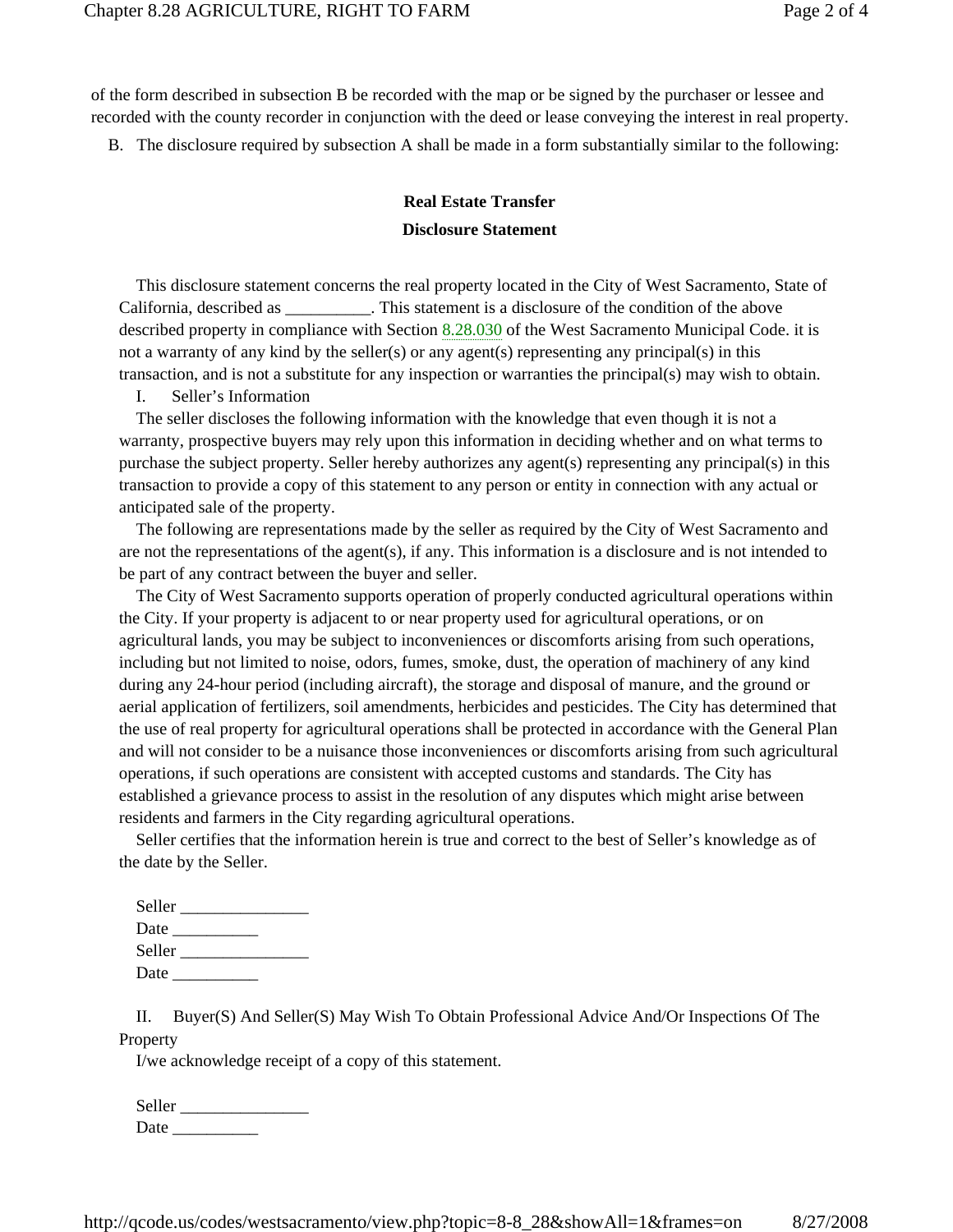of the form described in subsection B be recorded with the map or be signed by the purchaser or lessee and recorded with the county recorder in conjunction with the deed or lease conveying the interest in real property.

B. The disclosure required by subsection A shall be made in a form substantially similar to the following:

**Real Estate Transfer**

**Disclosure Statement**

This disclosure statement concerns the real property located in the City of West Sacramento, State of California, described as __________. This statement is a disclosure of the condition of the above described property in compliance with Section 8.28.030 of the West Sacramento Municipal Code. it is not a warranty of any kind by the seller(s) or any agent(s) representing any principal(s) in this transaction, and is not a substitute for any inspection or warranties the principal(s) may wish to obtain.

I. Seller's Information

The seller discloses the following information with the knowledge that even though it is not a warranty, prospective buyers may rely upon this information in deciding whether and on what terms to purchase the subject property. Seller hereby authorizes any agent(s) representing any principal(s) in this transaction to provide a copy of this statement to any person or entity in connection with any actual or anticipated sale of the property.

The following are representations made by the seller as required by the City of West Sacramento and are not the representations of the agent(s), if any. This information is a disclosure and is not intended to be part of any contract between the buyer and seller.

The City of West Sacramento supports operation of properly conducted agricultural operations within the City. If your property is adjacent to or near property used for agricultural operations, or on agricultural lands, you may be subject to inconveniences or discomforts arising from such operations, including but not limited to noise, odors, fumes, smoke, dust, the operation of machinery of any kind during any 24-hour period (including aircraft), the storage and disposal of manure, and the ground or aerial application of fertilizers, soil amendments, herbicides and pesticides. The City has determined that the use of real property for agricultural operations shall be protected in accordance with the General Plan and will not consider to be a nuisance those inconveniences or discomforts arising from such agricultural operations, if such operations are consistent with accepted customs and standards. The City has established a grievance process to assist in the resolution of any disputes which might arise between residents and farmers in the City regarding agricultural operations.

Seller certifies that the information herein is true and correct to the best of Seller's knowledge as of the date by the Seller.

Seller _______________
Date __________
Seller _______________
Date __________

II. Buyer(S) And Seller(S) May Wish To Obtain Professional Advice And/Or Inspections Of The Property

I/we acknowledge receipt of a copy of this statement.

Seller _______________
Date __________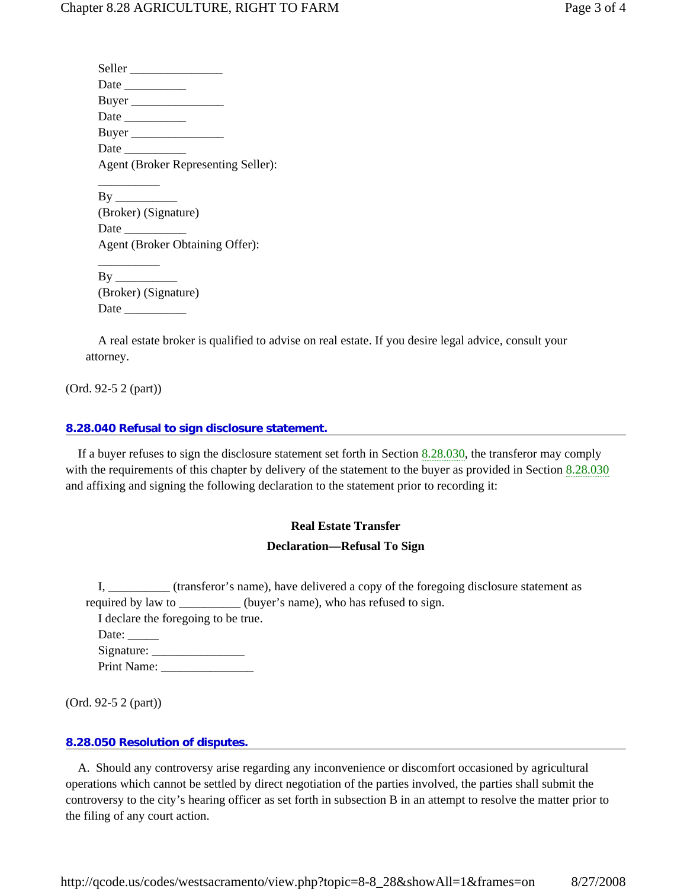Seller _______________
Date __________
Buyer _______________
Date __________
Buyer _______________
Date __________
Agent (Broker Representing Seller):

__________
By __________
(Broker) (Signature)
Date __________
Agent (Broker Obtaining Offer):

__________
By __________
(Broker) (Signature)
Date __________

A real estate broker is qualified to advise on real estate. If you desire legal advice, consult your attorney.

(Ord. 92-5 2 (part))

### 8.28.040 Refusal to sign disclosure statement.

If a buyer refuses to sign the disclosure statement set forth in Section 8.28.030, the transferor may comply with the requirements of this chapter by delivery of the statement to the buyer as provided in Section 8.28.030 and affixing and signing the following declaration to the statement prior to recording it:

**Real Estate Transfer**

**Declaration—Refusal To Sign**

I, __________ (transferor's name), have delivered a copy of the foregoing disclosure statement as required by law to __________ (buyer's name), who has refused to sign.
I declare the foregoing to be true.
Date: _____
Signature: _______________
Print Name: _______________

(Ord. 92-5 2 (part))

### 8.28.050 Resolution of disputes.

A. Should any controversy arise regarding any inconvenience or discomfort occasioned by agricultural operations which cannot be settled by direct negotiation of the parties involved, the parties shall submit the controversy to the city's hearing officer as set forth in subsection B in an attempt to resolve the matter prior to the filing of any court action.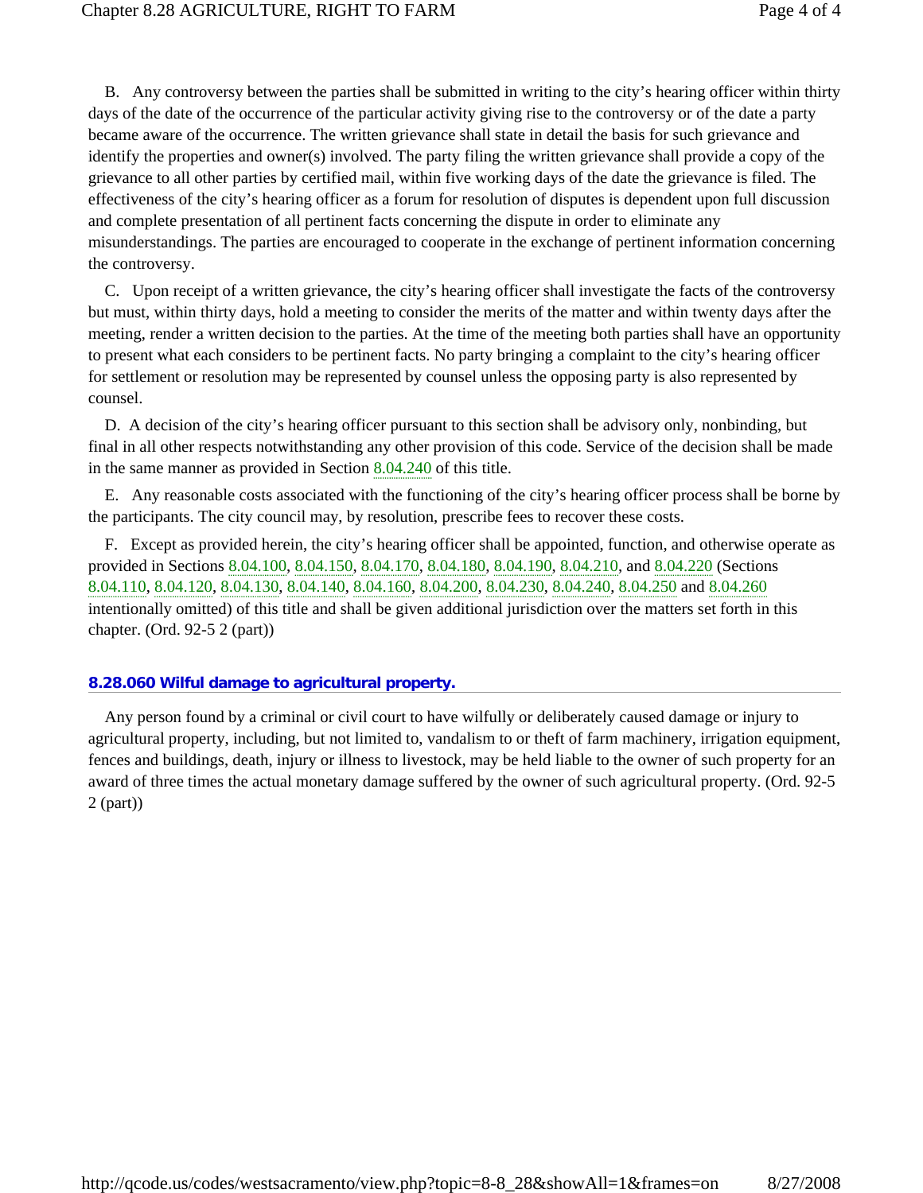B. Any controversy between the parties shall be submitted in writing to the city's hearing officer within thirty days of the date of the occurrence of the particular activity giving rise to the controversy or of the date a party became aware of the occurrence. The written grievance shall state in detail the basis for such grievance and identify the properties and owner(s) involved. The party filing the written grievance shall provide a copy of the grievance to all other parties by certified mail, within five working days of the date the grievance is filed. The effectiveness of the city's hearing officer as a forum for resolution of disputes is dependent upon full discussion and complete presentation of all pertinent facts concerning the dispute in order to eliminate any misunderstandings. The parties are encouraged to cooperate in the exchange of pertinent information concerning the controversy.

C. Upon receipt of a written grievance, the city's hearing officer shall investigate the facts of the controversy but must, within thirty days, hold a meeting to consider the merits of the matter and within twenty days after the meeting, render a written decision to the parties. At the time of the meeting both parties shall have an opportunity to present what each considers to be pertinent facts. No party bringing a complaint to the city's hearing officer for settlement or resolution may be represented by counsel unless the opposing party is also represented by counsel.

D. A decision of the city's hearing officer pursuant to this section shall be advisory only, nonbinding, but final in all other respects notwithstanding any other provision of this code. Service of the decision shall be made in the same manner as provided in Section 8.04.240 of this title.

E. Any reasonable costs associated with the functioning of the city's hearing officer process shall be borne by the participants. The city council may, by resolution, prescribe fees to recover these costs.

F. Except as provided herein, the city's hearing officer shall be appointed, function, and otherwise operate as provided in Sections 8.04.100, 8.04.150, 8.04.170, 8.04.180, 8.04.190, 8.04.210, and 8.04.220 (Sections 8.04.110, 8.04.120, 8.04.130, 8.04.140, 8.04.160, 8.04.200, 8.04.230, 8.04.240, 8.04.250 and 8.04.260 intentionally omitted) of this title and shall be given additional jurisdiction over the matters set forth in this chapter. (Ord. 92-5 2 (part))

### 8.28.060 Wilful damage to agricultural property.

Any person found by a criminal or civil court to have wilfully or deliberately caused damage or injury to agricultural property, including, but not limited to, vandalism to or theft of farm machinery, irrigation equipment, fences and buildings, death, injury or illness to livestock, may be held liable to the owner of such property for an award of three times the actual monetary damage suffered by the owner of such agricultural property. (Ord. 92-5 2 (part))